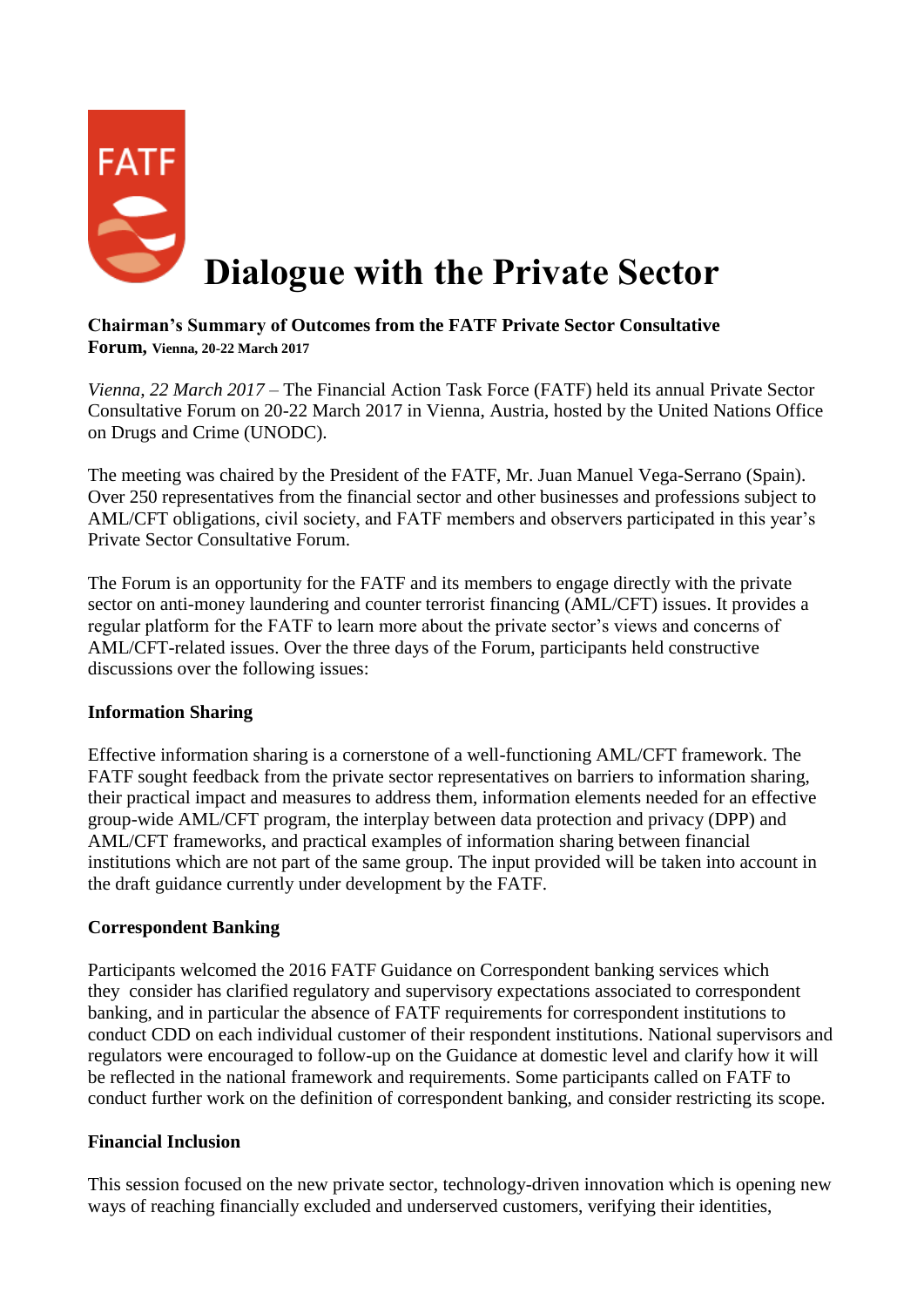# Dialogue with the Private Sector

**Chairman's Summary of Outcomes from the FATF Private Sector Consultative Forum, Vienna, 20-22 March 2017**

*Vienna, 22 March 2017* – The Financial Action Task Force (FATF) held its annual Private Sector Consultative Forum on 20-22 March 2017 in Vienna, Austria, hosted by the United Nations Office on Drugs and Crime (UNODC).

The meeting was chaired by the President of the FATF, Mr. Juan Manuel Vega-Serrano (Spain). Over 250 representatives from the financial sector and other businesses and professions subject to AML/CFT obligations, civil society, and FATF members and observers participated in this year's Private Sector Consultative Forum.

The Forum is an opportunity for the FATF and its members to engage directly with the private sector on anti-money laundering and counter terrorist financing (AML/CFT) issues. It provides a regular platform for the FATF to learn more about the private sector's views and concerns of AML/CFT-related issues. Over the three days of the Forum, participants held constructive discussions over the following issues:

**Information Sharing**

Effective information sharing is a cornerstone of a well-functioning AML/CFT framework. The FATF sought feedback from the private sector representatives on barriers to information sharing, their practical impact and measures to address them, information elements needed for an effective group-wide AML/CFT program, the interplay between data protection and privacy (DPP) and AML/CFT frameworks, and practical examples of information sharing between financial institutions which are not part of the same group. The input provided will be taken into account in the draft guidance currently under development by the FATF.

**Correspondent Banking**

Participants welcomed the 2016 FATF Guidance on Correspondent banking services which they consider has clarified regulatory and supervisory expectations associated to correspondent banking, and in particular the absence of FATF requirements for correspondent institutions to conduct CDD on each individual customer of their respondent institutions. National supervisors and regulators were encouraged to follow-up on the Guidance at domestic level and clarify how it will be reflected in the national framework and requirements. Some participants called on FATF to conduct further work on the definition of correspondent banking, and consider restricting its scope.

**Financial Inclusion**

This session focused on the new private sector, technology-driven innovation which is opening new ways of reaching financially excluded and underserved customers, verifying their identities,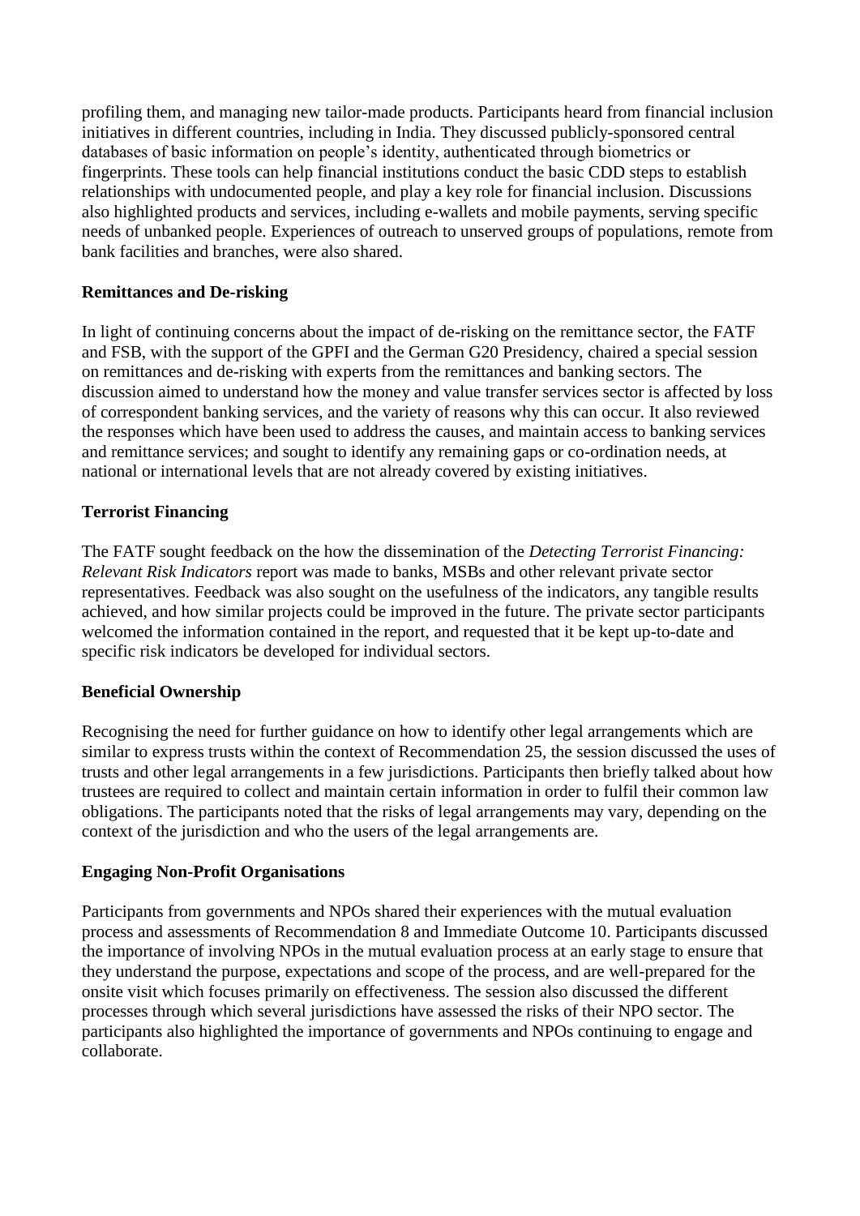profiling them, and managing new tailor-made products. Participants heard from financial inclusion initiatives in different countries, including in India. They discussed publicly-sponsored central databases of basic information on people's identity, authenticated through biometrics or fingerprints. These tools can help financial institutions conduct the basic CDD steps to establish relationships with undocumented people, and play a key role for financial inclusion. Discussions also highlighted products and services, including e-wallets and mobile payments, serving specific needs of unbanked people. Experiences of outreach to unserved groups of populations, remote from bank facilities and branches, were also shared.

**Remittances and De-risking**

In light of continuing concerns about the impact of de-risking on the remittance sector, the FATF and FSB, with the support of the GPFI and the German G20 Presidency, chaired a special session on remittances and de-risking with experts from the remittances and banking sectors. The discussion aimed to understand how the money and value transfer services sector is affected by loss of correspondent banking services, and the variety of reasons why this can occur. It also reviewed the responses which have been used to address the causes, and maintain access to banking services and remittance services; and sought to identify any remaining gaps or co-ordination needs, at national or international levels that are not already covered by existing initiatives.

**Terrorist Financing**

The FATF sought feedback on the how the dissemination of the *Detecting Terrorist Financing: Relevant Risk Indicators* report was made to banks, MSBs and other relevant private sector representatives. Feedback was also sought on the usefulness of the indicators, any tangible results achieved, and how similar projects could be improved in the future. The private sector participants welcomed the information contained in the report, and requested that it be kept up-to-date and specific risk indicators be developed for individual sectors.

**Beneficial Ownership**

Recognising the need for further guidance on how to identify other legal arrangements which are similar to express trusts within the context of Recommendation 25, the session discussed the uses of trusts and other legal arrangements in a few jurisdictions. Participants then briefly talked about how trustees are required to collect and maintain certain information in order to fulfil their common law obligations. The participants noted that the risks of legal arrangements may vary, depending on the context of the jurisdiction and who the users of the legal arrangements are.

**Engaging Non-Profit Organisations**

Participants from governments and NPOs shared their experiences with the mutual evaluation process and assessments of Recommendation 8 and Immediate Outcome 10. Participants discussed the importance of involving NPOs in the mutual evaluation process at an early stage to ensure that they understand the purpose, expectations and scope of the process, and are well-prepared for the onsite visit which focuses primarily on effectiveness. The session also discussed the different processes through which several jurisdictions have assessed the risks of their NPO sector. The participants also highlighted the importance of governments and NPOs continuing to engage and collaborate.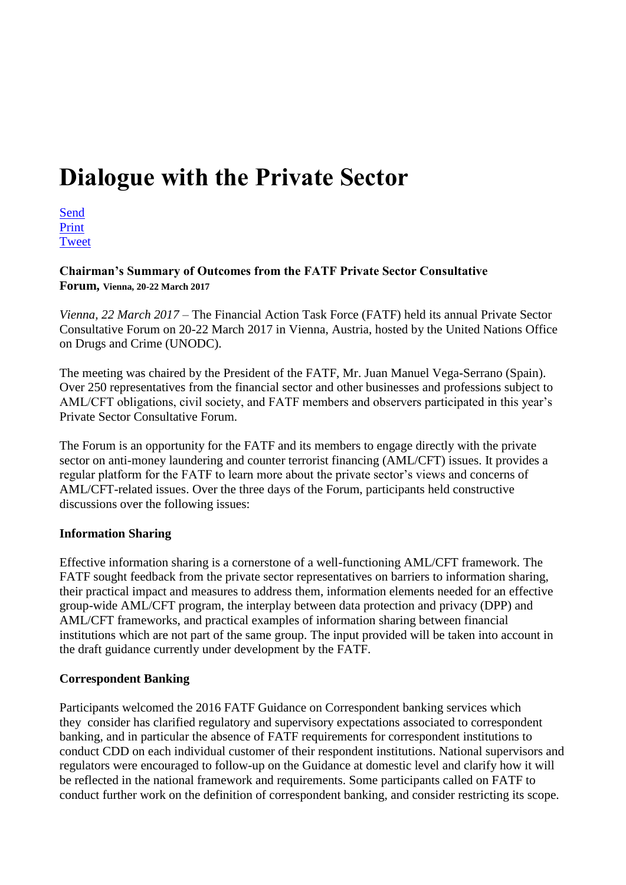# Dialogue with the Private Sector

Send
Print
Tweet

**Chairman's Summary of Outcomes from the FATF Private Sector Consultative Forum,** **Vienna, 20-22 March 2017**

*Vienna, 22 March 2017* – The Financial Action Task Force (FATF) held its annual Private Sector Consultative Forum on 20-22 March 2017 in Vienna, Austria, hosted by the United Nations Office on Drugs and Crime (UNODC).

The meeting was chaired by the President of the FATF, Mr. Juan Manuel Vega-Serrano (Spain). Over 250 representatives from the financial sector and other businesses and professions subject to AML/CFT obligations, civil society, and FATF members and observers participated in this year's Private Sector Consultative Forum.

The Forum is an opportunity for the FATF and its members to engage directly with the private sector on anti-money laundering and counter terrorist financing (AML/CFT) issues. It provides a regular platform for the FATF to learn more about the private sector's views and concerns of AML/CFT-related issues. Over the three days of the Forum, participants held constructive discussions over the following issues:

**Information Sharing**

Effective information sharing is a cornerstone of a well-functioning AML/CFT framework. The FATF sought feedback from the private sector representatives on barriers to information sharing, their practical impact and measures to address them, information elements needed for an effective group-wide AML/CFT program, the interplay between data protection and privacy (DPP) and AML/CFT frameworks, and practical examples of information sharing between financial institutions which are not part of the same group. The input provided will be taken into account in the draft guidance currently under development by the FATF.

**Correspondent Banking**

Participants welcomed the 2016 FATF Guidance on Correspondent banking services which they consider has clarified regulatory and supervisory expectations associated to correspondent banking, and in particular the absence of FATF requirements for correspondent institutions to conduct CDD on each individual customer of their respondent institutions. National supervisors and regulators were encouraged to follow-up on the Guidance at domestic level and clarify how it will be reflected in the national framework and requirements. Some participants called on FATF to conduct further work on the definition of correspondent banking, and consider restricting its scope.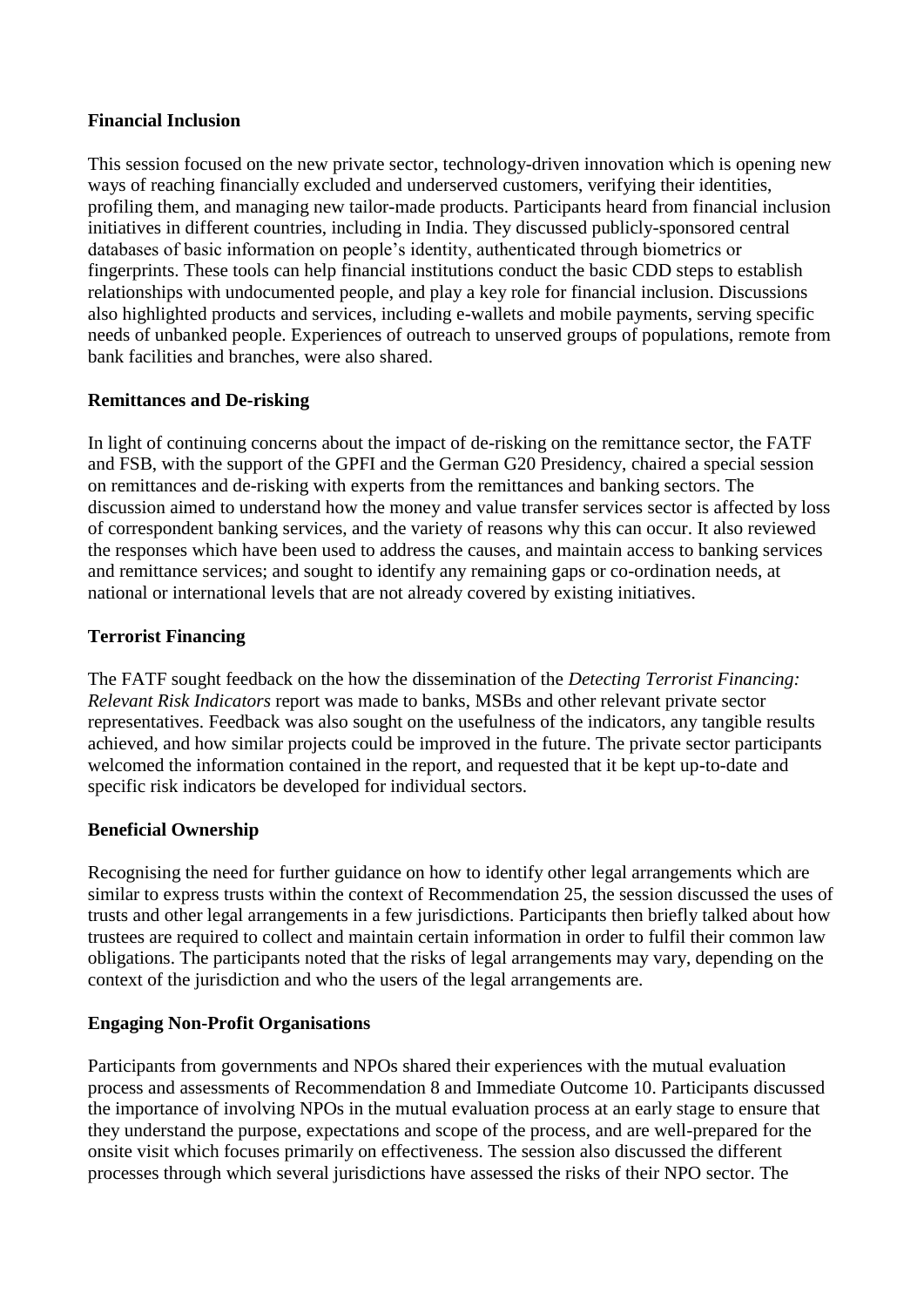**Financial Inclusion**

This session focused on the new private sector, technology-driven innovation which is opening new ways of reaching financially excluded and underserved customers, verifying their identities, profiling them, and managing new tailor-made products. Participants heard from financial inclusion initiatives in different countries, including in India. They discussed publicly-sponsored central databases of basic information on people's identity, authenticated through biometrics or fingerprints. These tools can help financial institutions conduct the basic CDD steps to establish relationships with undocumented people, and play a key role for financial inclusion. Discussions also highlighted products and services, including e-wallets and mobile payments, serving specific needs of unbanked people. Experiences of outreach to unserved groups of populations, remote from bank facilities and branches, were also shared.

**Remittances and De-risking**

In light of continuing concerns about the impact of de-risking on the remittance sector, the FATF and FSB, with the support of the GPFI and the German G20 Presidency, chaired a special session on remittances and de-risking with experts from the remittances and banking sectors. The discussion aimed to understand how the money and value transfer services sector is affected by loss of correspondent banking services, and the variety of reasons why this can occur. It also reviewed the responses which have been used to address the causes, and maintain access to banking services and remittance services; and sought to identify any remaining gaps or co-ordination needs, at national or international levels that are not already covered by existing initiatives.

**Terrorist Financing**

The FATF sought feedback on the how the dissemination of the *Detecting Terrorist Financing: Relevant Risk Indicators* report was made to banks, MSBs and other relevant private sector representatives. Feedback was also sought on the usefulness of the indicators, any tangible results achieved, and how similar projects could be improved in the future. The private sector participants welcomed the information contained in the report, and requested that it be kept up-to-date and specific risk indicators be developed for individual sectors.

**Beneficial Ownership**

Recognising the need for further guidance on how to identify other legal arrangements which are similar to express trusts within the context of Recommendation 25, the session discussed the uses of trusts and other legal arrangements in a few jurisdictions. Participants then briefly talked about how trustees are required to collect and maintain certain information in order to fulfil their common law obligations. The participants noted that the risks of legal arrangements may vary, depending on the context of the jurisdiction and who the users of the legal arrangements are.

**Engaging Non-Profit Organisations**

Participants from governments and NPOs shared their experiences with the mutual evaluation process and assessments of Recommendation 8 and Immediate Outcome 10. Participants discussed the importance of involving NPOs in the mutual evaluation process at an early stage to ensure that they understand the purpose, expectations and scope of the process, and are well-prepared for the onsite visit which focuses primarily on effectiveness. The session also discussed the different processes through which several jurisdictions have assessed the risks of their NPO sector. The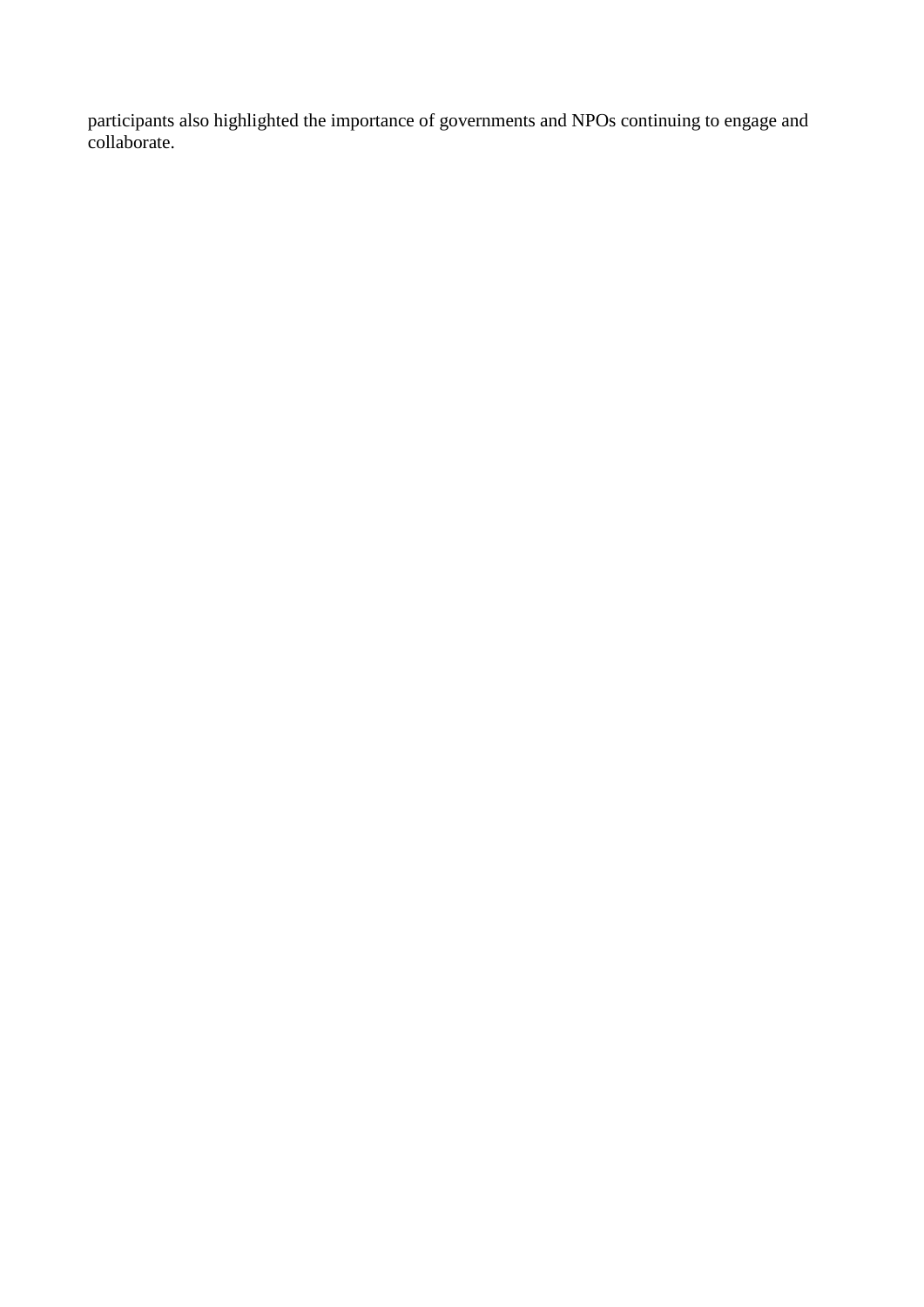participants also highlighted the importance of governments and NPOs continuing to engage and collaborate.